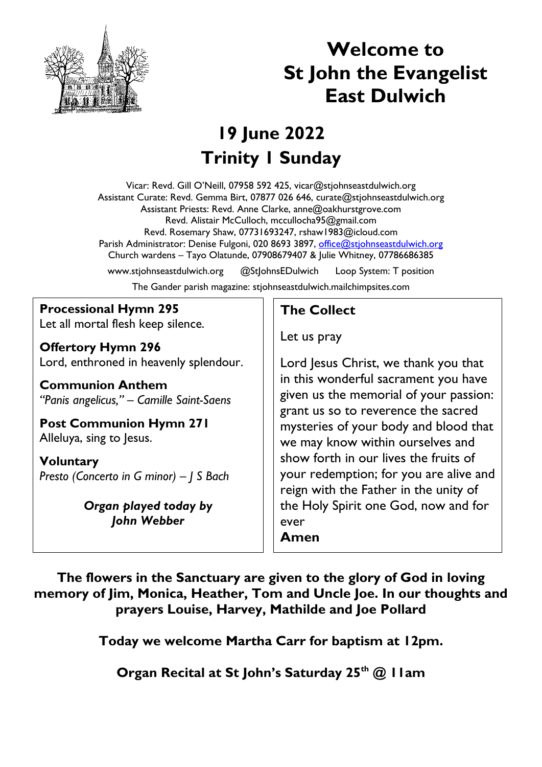# Welcome to St John the Evangelist East Dulwich

## 19 June 2022
## Trinity 1 Sunday

Vicar: Revd. Gill O'Neill, 07958 592 425, vicar@stjohnseastdulwich.org
Assistant Curate: Revd. Gemma Birt, 07877 026 646, curate@stjohnseastdulwich.org
Assistant Priests: Revd. Anne Clarke, anne@oakhurstgrove.com
Revd. Alistair McCulloch, mccullocha95@gmail.com
Revd. Rosemary Shaw, 07731693247, rshaw1983@icloud.com
Parish Administrator: Denise Fulgoni, 020 8693 3897, office@stjohnseastdulwich.org
Church wardens – Tayo Olatunde, 07908679407 & Julie Whitney, 07786686385

www.stjohnseastdulwich.org @StJohnsEDulwich Loop System: T position

The Gander parish magazine: stjohnseastdulwich.mailchimpsites.com

**Processional Hymn 295**
Let all mortal flesh keep silence.

**Offertory Hymn 296**
Lord, enthroned in heavenly splendour.

**Communion Anthem**
*"Panis angelicus," – Camille Saint-Saens*

**Post Communion Hymn 271**
Alleluya, sing to Jesus.

**Voluntary**
*Presto (Concerto in G minor) – J S Bach*

***Organ played today by John Webber***

**The Collect**

Let us pray

Lord Jesus Christ, we thank you that in this wonderful sacrament you have given us the memorial of your passion: grant us so to reverence the sacred mysteries of your body and blood that we may know within ourselves and show forth in our lives the fruits of your redemption; for you are alive and reign with the Father in the unity of the Holy Spirit one God, now and for ever

**Amen**

**The flowers in the Sanctuary are given to the glory of God in loving memory of Jim, Monica, Heather, Tom and Uncle Joe. In our thoughts and prayers Louise, Harvey, Mathilde and Joe Pollard**

**Today we welcome Martha Carr for baptism at 12pm.**

**Organ Recital at St John's Saturday 25th @ 11am**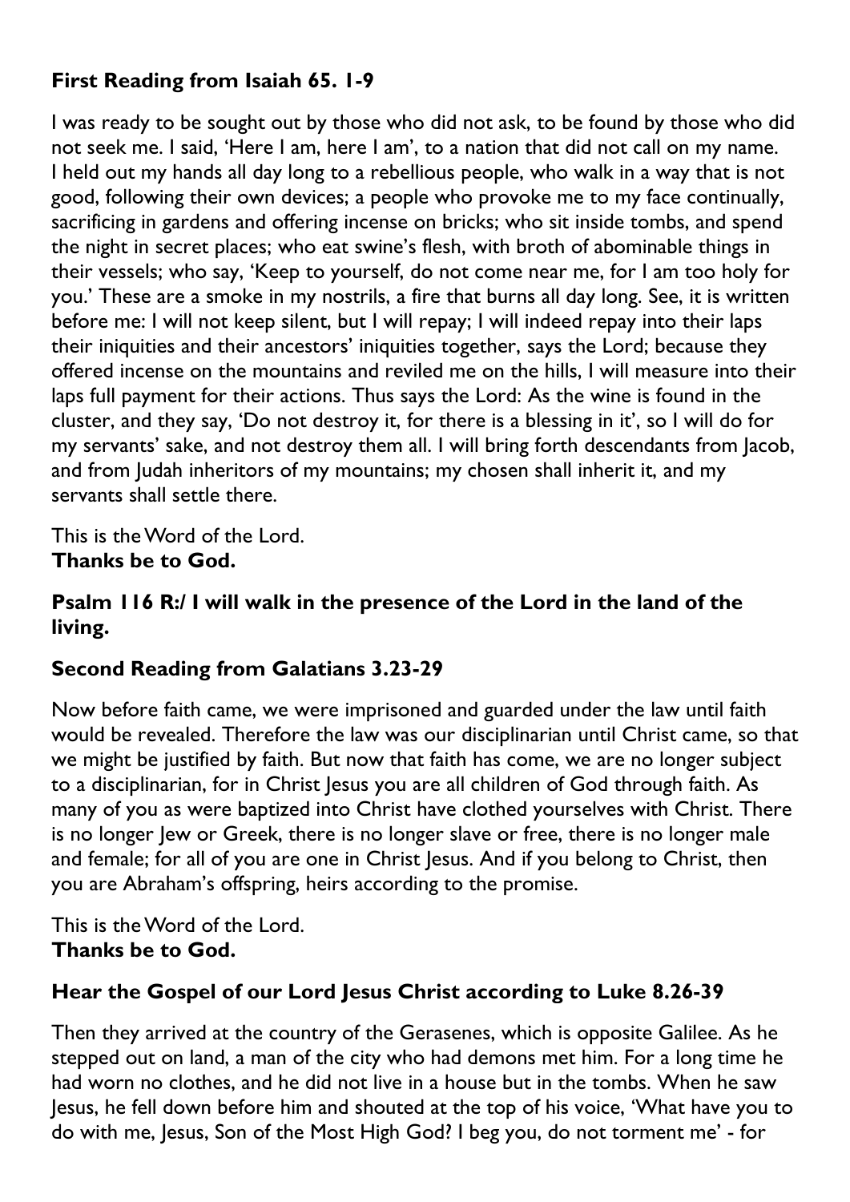**First Reading from Isaiah 65. 1-9**

I was ready to be sought out by those who did not ask, to be found by those who did not seek me. I said, 'Here I am, here I am', to a nation that did not call on my name. I held out my hands all day long to a rebellious people, who walk in a way that is not good, following their own devices; a people who provoke me to my face continually, sacrificing in gardens and offering incense on bricks; who sit inside tombs, and spend the night in secret places; who eat swine's flesh, with broth of abominable things in their vessels; who say, 'Keep to yourself, do not come near me, for I am too holy for you.' These are a smoke in my nostrils, a fire that burns all day long. See, it is written before me: I will not keep silent, but I will repay; I will indeed repay into their laps their iniquities and their ancestors' iniquities together, says the Lord; because they offered incense on the mountains and reviled me on the hills, I will measure into their laps full payment for their actions. Thus says the Lord: As the wine is found in the cluster, and they say, 'Do not destroy it, for there is a blessing in it', so I will do for my servants' sake, and not destroy them all. I will bring forth descendants from Jacob, and from Judah inheritors of my mountains; my chosen shall inherit it, and my servants shall settle there.

This is the Word of the Lord.
**Thanks be to God.**

**Psalm 116 R:/ I will walk in the presence of the Lord in the land of the living.**

**Second Reading from Galatians 3.23-29**

Now before faith came, we were imprisoned and guarded under the law until faith would be revealed. Therefore the law was our disciplinarian until Christ came, so that we might be justified by faith. But now that faith has come, we are no longer subject to a disciplinarian, for in Christ Jesus you are all children of God through faith. As many of you as were baptized into Christ have clothed yourselves with Christ. There is no longer Jew or Greek, there is no longer slave or free, there is no longer male and female; for all of you are one in Christ Jesus. And if you belong to Christ, then you are Abraham's offspring, heirs according to the promise.

This is the Word of the Lord.
**Thanks be to God.**

**Hear the Gospel of our Lord Jesus Christ according to Luke 8.26-39**

Then they arrived at the country of the Gerasenes, which is opposite Galilee. As he stepped out on land, a man of the city who had demons met him. For a long time he had worn no clothes, and he did not live in a house but in the tombs. When he saw Jesus, he fell down before him and shouted at the top of his voice, 'What have you to do with me, Jesus, Son of the Most High God? I beg you, do not torment me' - for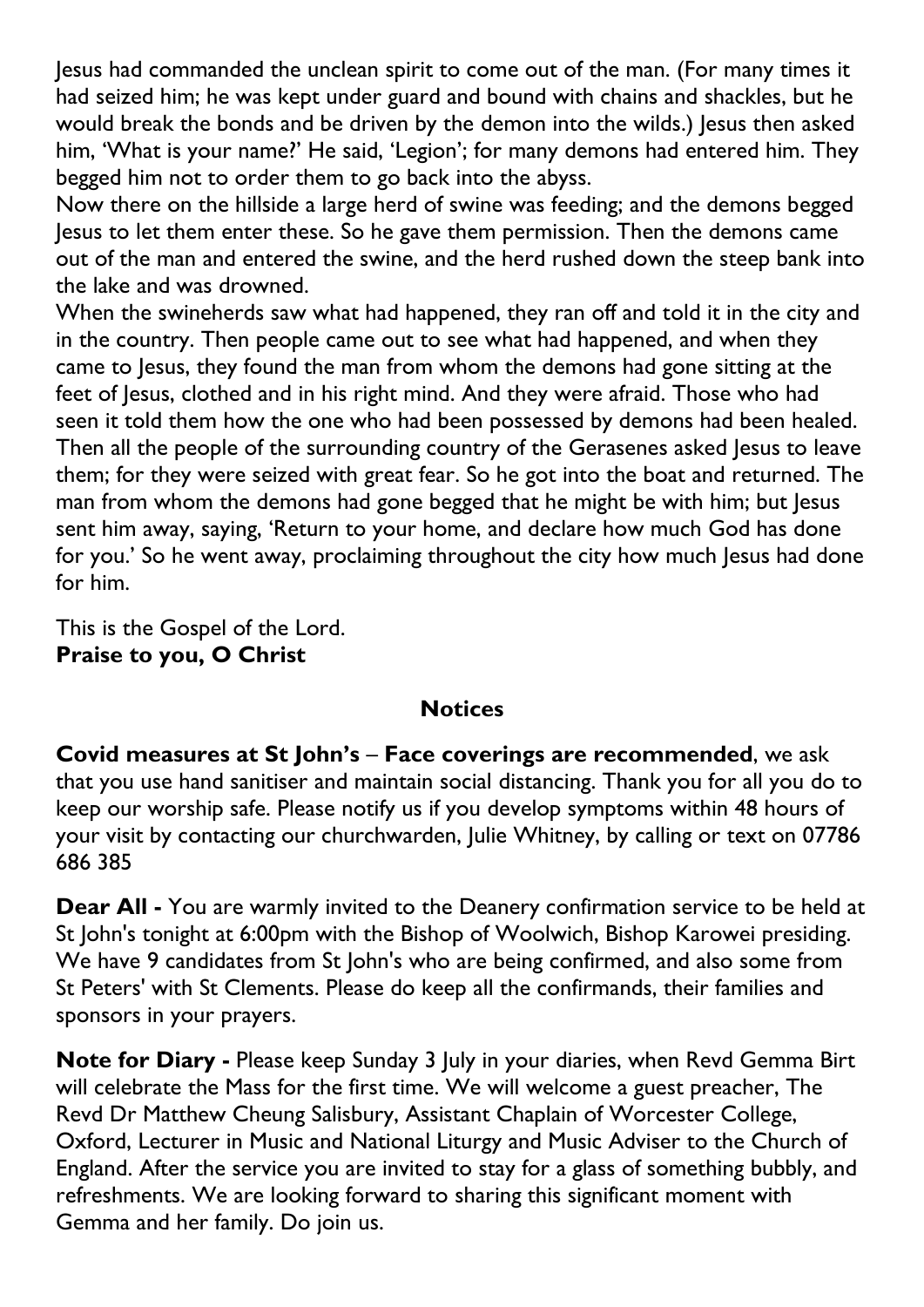Jesus had commanded the unclean spirit to come out of the man. (For many times it had seized him; he was kept under guard and bound with chains and shackles, but he would break the bonds and be driven by the demon into the wilds.) Jesus then asked him, 'What is your name?' He said, 'Legion'; for many demons had entered him. They begged him not to order them to go back into the abyss.

Now there on the hillside a large herd of swine was feeding; and the demons begged Jesus to let them enter these. So he gave them permission. Then the demons came out of the man and entered the swine, and the herd rushed down the steep bank into the lake and was drowned.

When the swineherds saw what had happened, they ran off and told it in the city and in the country. Then people came out to see what had happened, and when they came to Jesus, they found the man from whom the demons had gone sitting at the feet of Jesus, clothed and in his right mind. And they were afraid. Those who had seen it told them how the one who had been possessed by demons had been healed. Then all the people of the surrounding country of the Gerasenes asked Jesus to leave them; for they were seized with great fear. So he got into the boat and returned. The man from whom the demons had gone begged that he might be with him; but Jesus sent him away, saying, 'Return to your home, and declare how much God has done for you.' So he went away, proclaiming throughout the city how much Jesus had done for him.

This is the Gospel of the Lord.
**Praise to you, O Christ**

## Notices

**Covid measures at St John's – Face coverings are recommended**, we ask that you use hand sanitiser and maintain social distancing. Thank you for all you do to keep our worship safe. Please notify us if you develop symptoms within 48 hours of your visit by contacting our churchwarden, Julie Whitney, by calling or text on 07786 686 385

**Dear All -** You are warmly invited to the Deanery confirmation service to be held at St John's tonight at 6:00pm with the Bishop of Woolwich, Bishop Karowei presiding. We have 9 candidates from St John's who are being confirmed, and also some from St Peters' with St Clements. Please do keep all the confirmands, their families and sponsors in your prayers.

**Note for Diary -** Please keep Sunday 3 July in your diaries, when Revd Gemma Birt will celebrate the Mass for the first time. We will welcome a guest preacher, The Revd Dr Matthew Cheung Salisbury, Assistant Chaplain of Worcester College, Oxford, Lecturer in Music and National Liturgy and Music Adviser to the Church of England. After the service you are invited to stay for a glass of something bubbly, and refreshments. We are looking forward to sharing this significant moment with Gemma and her family. Do join us.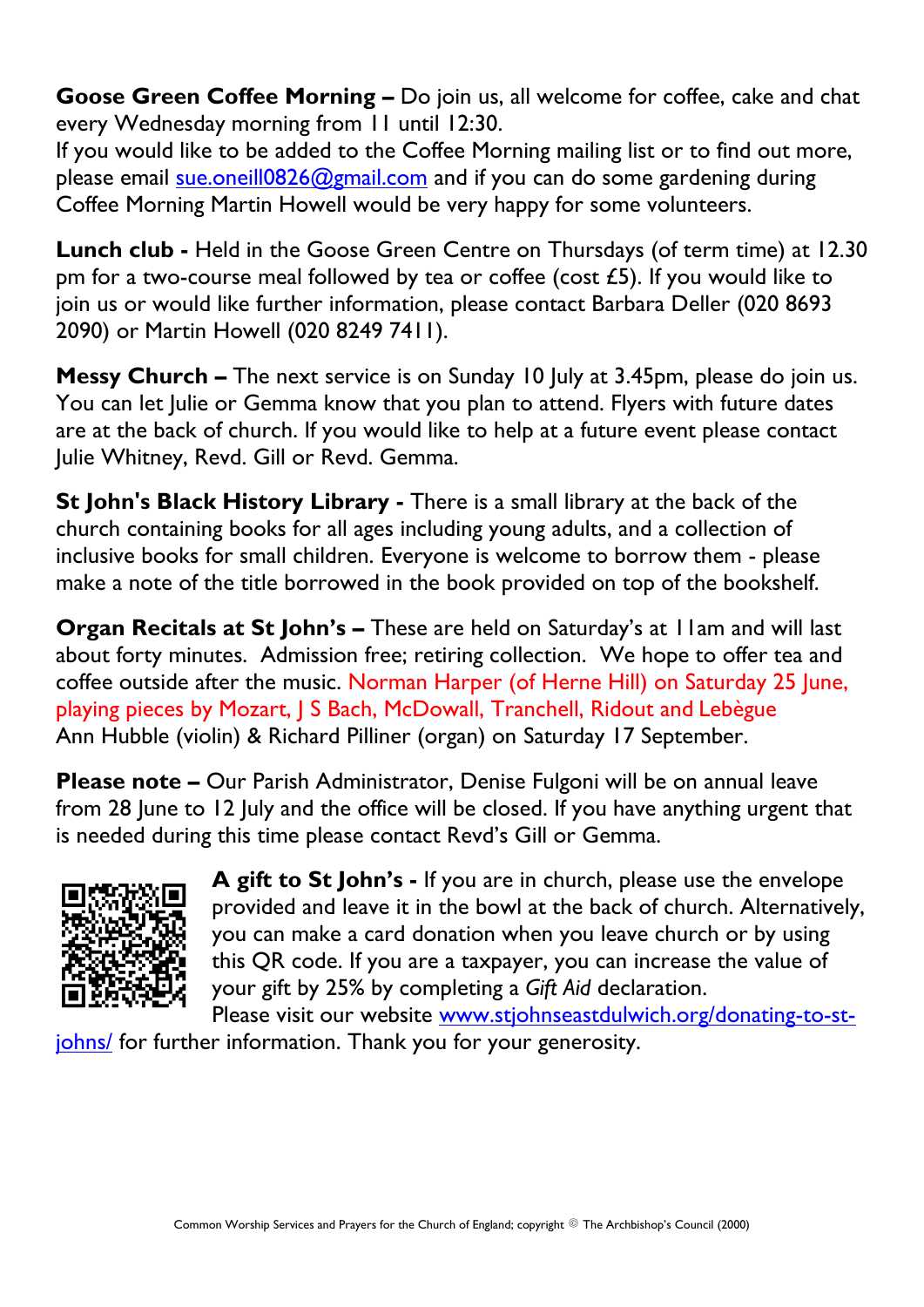**Goose Green Coffee Morning –** Do join us, all welcome for coffee, cake and chat every Wednesday morning from 11 until 12:30.
If you would like to be added to the Coffee Morning mailing list or to find out more, please email sue.oneill0826@gmail.com and if you can do some gardening during Coffee Morning Martin Howell would be very happy for some volunteers.

**Lunch club -** Held in the Goose Green Centre on Thursdays (of term time) at 12.30 pm for a two-course meal followed by tea or coffee (cost £5). If you would like to join us or would like further information, please contact Barbara Deller (020 8693 2090) or Martin Howell (020 8249 7411).

**Messy Church –** The next service is on Sunday 10 July at 3.45pm, please do join us. You can let Julie or Gemma know that you plan to attend. Flyers with future dates are at the back of church. If you would like to help at a future event please contact Julie Whitney, Revd. Gill or Revd. Gemma.

**St John's Black History Library -** There is a small library at the back of the church containing books for all ages including young adults, and a collection of inclusive books for small children. Everyone is welcome to borrow them - please make a note of the title borrowed in the book provided on top of the bookshelf.

**Organ Recitals at St John's –** These are held on Saturday's at 11am and will last about forty minutes. Admission free; retiring collection. We hope to offer tea and coffee outside after the music. Norman Harper (of Herne Hill) on Saturday 25 June, playing pieces by Mozart, J S Bach, McDowall, Tranchell, Ridout and Lebègue
Ann Hubble (violin) & Richard Pilliner (organ) on Saturday 17 September.

**Please note –** Our Parish Administrator, Denise Fulgoni will be on annual leave from 28 June to 12 July and the office will be closed. If you have anything urgent that is needed during this time please contact Revd's Gill or Gemma.

**A gift to St John's -** If you are in church, please use the envelope provided and leave it in the bowl at the back of church. Alternatively, you can make a card donation when you leave church or by using this QR code. If you are a taxpayer, you can increase the value of your gift by 25% by completing a *Gift Aid* declaration.
Please visit our website www.stjohnseastdulwich.org/donating-to-st-johns/ for further information. Thank you for your generosity.

Common Worship Services and Prayers for the Church of England; copyright © The Archbishop's Council (2000)